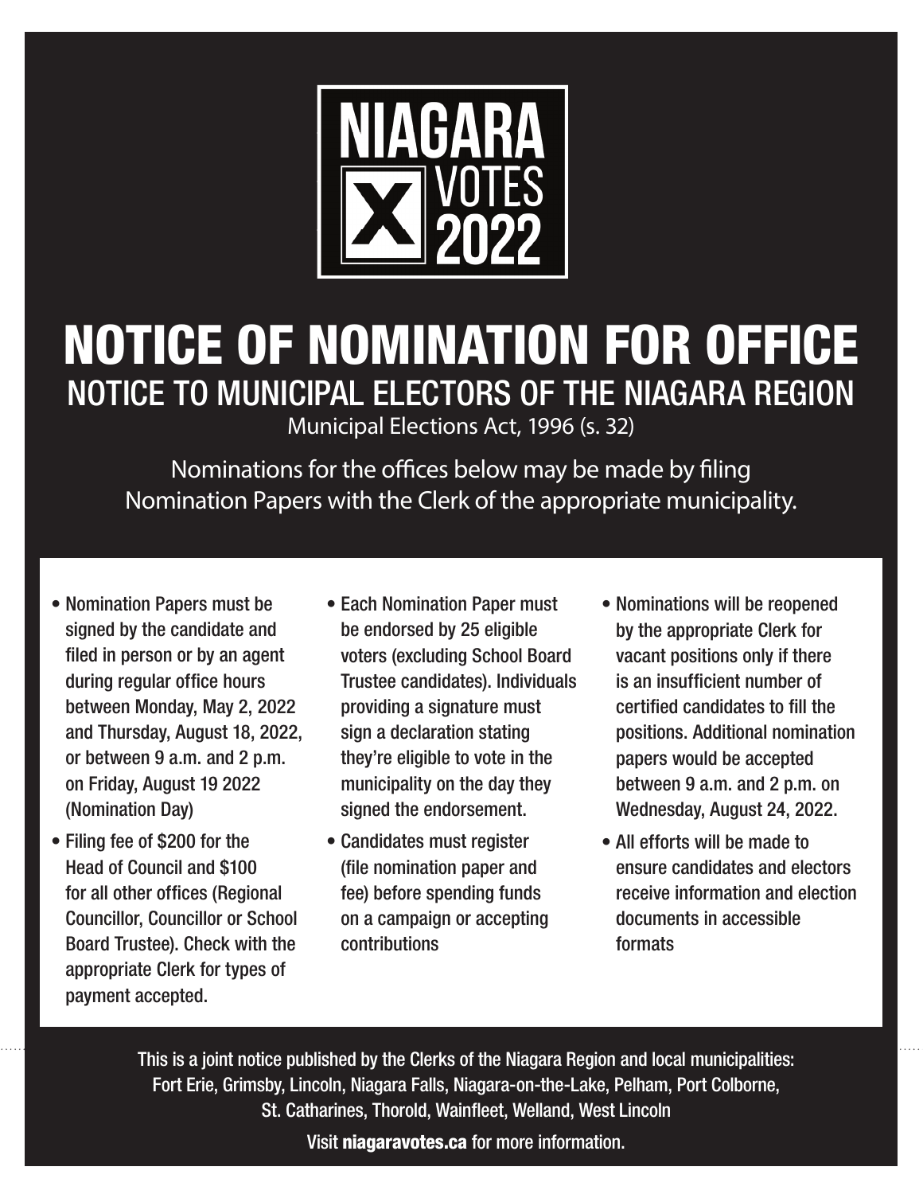NIAGARA VOTES 2022

# NOTICE OF NOMINATION FOR OFFICE

## NOTICE TO MUNICIPAL ELECTORS OF THE NIAGARA REGION

Municipal Elections Act, 1996 (s. 32)

Nominations for the offices below may be made by filing Nomination Papers with the Clerk of the appropriate municipality.

- Nomination Papers must be signed by the candidate and filed in person or by an agent during regular office hours between Monday, May 2, 2022 and Thursday, August 18, 2022, or between 9 a.m. and 2 p.m. on Friday, August 19 2022 (Nomination Day)
- Filing fee of $200 for the Head of Council and $100 for all other offices (Regional Councillor, Councillor or School Board Trustee). Check with the appropriate Clerk for types of payment accepted.
- Each Nomination Paper must be endorsed by 25 eligible voters (excluding School Board Trustee candidates). Individuals providing a signature must sign a declaration stating they're eligible to vote in the municipality on the day they signed the endorsement.
- Candidates must register (file nomination paper and fee) before spending funds on a campaign or accepting contributions
- Nominations will be reopened by the appropriate Clerk for vacant positions only if there is an insufficient number of certified candidates to fill the positions. Additional nomination papers would be accepted between 9 a.m. and 2 p.m. on Wednesday, August 24, 2022.
- All efforts will be made to ensure candidates and electors receive information and election documents in accessible formats

This is a joint notice published by the Clerks of the Niagara Region and local municipalities: Fort Erie, Grimsby, Lincoln, Niagara Falls, Niagara-on-the-Lake, Pelham, Port Colborne, St. Catharines, Thorold, Wainfleet, Welland, West Lincoln

Visit **niagaravotes.ca** for more information.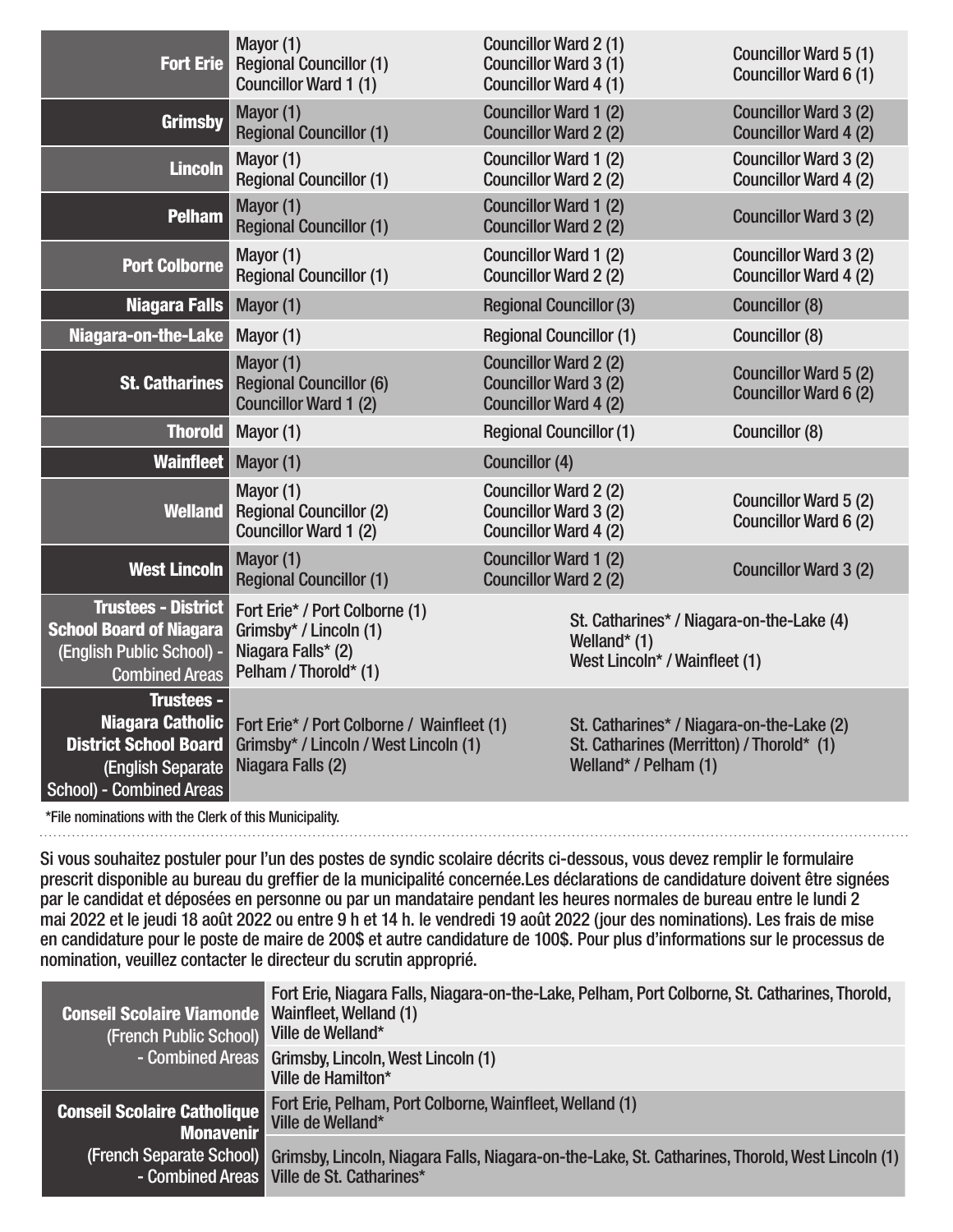| | | | |
|---|---|---|---|
| **Fort Erie** | Mayor (1)<br>Regional Councillor (1)<br>Councillor Ward 1 (1) | Councillor Ward 2 (1)<br>Councillor Ward 3 (1)<br>Councillor Ward 4 (1) | Councillor Ward 5 (1)<br>Councillor Ward 6 (1) |
| **Grimsby** | Mayor (1)<br>Regional Councillor (1) | Councillor Ward 1 (2)<br>Councillor Ward 2 (2) | Councillor Ward 3 (2)<br>Councillor Ward 4 (2) |
| **Lincoln** | Mayor (1)<br>Regional Councillor (1) | Councillor Ward 1 (2)<br>Councillor Ward 2 (2) | Councillor Ward 3 (2)<br>Councillor Ward 4 (2) |
| **Pelham** | Mayor (1)<br>Regional Councillor (1) | Councillor Ward 1 (2)<br>Councillor Ward 2 (2) | Councillor Ward 3 (2) |
| **Port Colborne** | Mayor (1)<br>Regional Councillor (1) | Councillor Ward 1 (2)<br>Councillor Ward 2 (2) | Councillor Ward 3 (2)<br>Councillor Ward 4 (2) |
| **Niagara Falls** | Mayor (1) | Regional Councillor (3) | Councillor (8) |
| **Niagara-on-the-Lake** | Mayor (1) | Regional Councillor (1) | Councillor (8) |
| **St. Catharines** | Mayor (1)<br>Regional Councillor (6)<br>Councillor Ward 1 (2) | Councillor Ward 2 (2)<br>Councillor Ward 3 (2)<br>Councillor Ward 4 (2) | Councillor Ward 5 (2)<br>Councillor Ward 6 (2) |
| **Thorold** | Mayor (1) | Regional Councillor (1) | Councillor (8) |
| **Wainfleet** | Mayor (1) | Councillor (4) | |
| **Welland** | Mayor (1)<br>Regional Councillor (2)<br>Councillor Ward 1 (2) | Councillor Ward 2 (2)<br>Councillor Ward 3 (2)<br>Councillor Ward 4 (2) | Councillor Ward 5 (2)<br>Councillor Ward 6 (2) |
| **West Lincoln** | Mayor (1)<br>Regional Councillor (1) | Councillor Ward 1 (2)<br>Councillor Ward 2 (2) | Councillor Ward 3 (2) |
| **Trustees - District School Board of Niagara** (English Public School) - Combined Areas | Fort Erie* / Port Colborne (1)<br>Grimsby* / Lincoln (1)<br>Niagara Falls* (2)<br>Pelham / Thorold* (1) | St. Catharines* / Niagara-on-the-Lake (4)<br>Welland* (1)<br>West Lincoln* / Wainfleet (1) | |
| **Trustees - Niagara Catholic District School Board** (English Separate School) - Combined Areas | Fort Erie* / Port Colborne / Wainfleet (1)<br>Grimsby* / Lincoln / West Lincoln (1)<br>Niagara Falls (2) | St. Catharines* / Niagara-on-the-Lake (2)<br>St. Catharines (Merritton) / Thorold* (1)<br>Welland* / Pelham (1) | |

*File nominations with the Clerk of this Municipality.

Si vous souhaitez postuler pour l'un des postes de syndic scolaire décrits ci-dessous, vous devez remplir le formulaire prescrit disponible au bureau du greffier de la municipalité concernée.Les déclarations de candidature doivent être signées par le candidat et déposées en personne ou par un mandataire pendant les heures normales de bureau entre le lundi 2 mai 2022 et le jeudi 18 août 2022 ou entre 9 h et 14 h. le vendredi 19 août 2022 (jour des nominations). Les frais de mise en candidature pour le poste de maire de 200$ et autre candidature de 100$. Pour plus d'informations sur le processus de nomination, veuillez contacter le directeur du scrutin approprié.

| | |
|---|---|
| **Conseil Scolaire Viamonde** (French Public School) - Combined Areas | Fort Erie, Niagara Falls, Niagara-on-the-Lake, Pelham, Port Colborne, St. Catharines, Thorold, Wainfleet, Welland (1)<br>Ville de Welland* |
| | Grimsby, Lincoln, West Lincoln (1)<br>Ville de Hamilton* |
| **Conseil Scolaire Catholique Monavenir** (French Separate School) - Combined Areas | Fort Erie, Pelham, Port Colborne, Wainfleet, Welland (1)<br>Ville de Welland* |
| | Grimsby, Lincoln, Niagara Falls, Niagara-on-the-Lake, St. Catharines, Thorold, West Lincoln (1)<br>Ville de St. Catharines* |